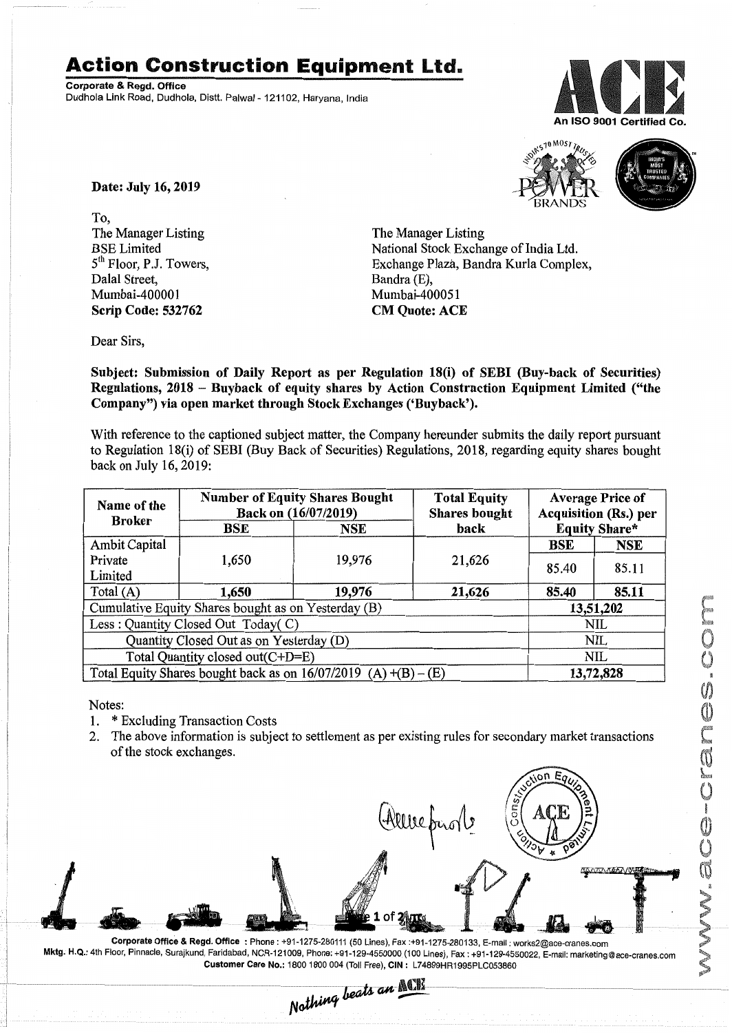# Action Construction Equipment Ltd.

**Corporate & Regd. Office**
Dudhola Link Road, Dudhola, Distt. Palwal - 121102, Haryana, India

An ISO 9001 Certified Co.

**Date: July 16, 2019**

To,
The Manager Listing
BSE Limited
5th Floor, P.J. Towers,
Dalal Street,
Mumbai-400001
**Scrip Code: 532762**

The Manager Listing
National Stock Exchange of India Ltd.
Exchange Plaza, Bandra Kurla Complex,
Bandra (E),
Mumbai-400051
**CM Quote: ACE**

Dear Sirs,

**Subject: Submission of Daily Report as per Regulation 18(i) of SEBI (Buy-back of Securities) Regulations, 2018 – Buyback of equity shares by Action Constraction Equipment Limited ("the Company") via open market through Stock Exchanges ('Buyback').**

With reference to the captioned subject matter, the Company hereunder submits the daily report pursuant to Regulation 18(i) of SEBI (Buy Back of Securities) Regulations, 2018, regarding equity shares bought back on July 16, 2019:

| Name of the Broker | Number of Equity Shares Bought Back on (16/07/2019) | | Total Equity Shares bought back | Average Price of Acquisition (Rs.) per Equity Share* | |
|---|---|---|---|---|---|
| | BSE | NSE | | BSE | NSE |
| Ambit Capital Private Limited | 1,650 | 19,976 | 21,626 | 85.40 | 85.11 |
| Total (A) | **1,650** | **19,976** | **21,626** | **85.40** | **85.11** |
| Cumulative Equity Shares bought as on Yesterday (B) | | | | 13,51,202 | |
| Less : Quantity Closed Out Today( C) | | | | NIL | |
| Quantity Closed Out as on Yesterday (D) | | | | NIL | |
| Total Quantity closed out(C+D=E) | | | | NIL | |
| Total Equity Shares bought back as on 16/07/2019 (A) +(B) – (E) | | | | 13,72,828 | |

Notes:

1. * Excluding Transaction Costs
2. The above information is subject to settlement as per existing rules for secondary market transactions of the stock exchanges.

**Corporate Office & Regd. Office** : Phone : +91-1275-280111 (50 Lines), Fax :+91-1275-280133, E-mail : works2@ace-cranes.com
**Mktg. H.Q.**: 4th Floor, Pinnacle, Surajkund, Faridabad, NCR-121009, Phone: +91-129-4550000 (100 Lines), Fax : +91-129-4550022, E-mail: marketing@ace-cranes.com
**Customer Care No.**: 1800 1800 004 (Toll Free), **CIN** : L74899HR1995PLC053860

*Nothing beats an ACE*

www.ace-cranes.com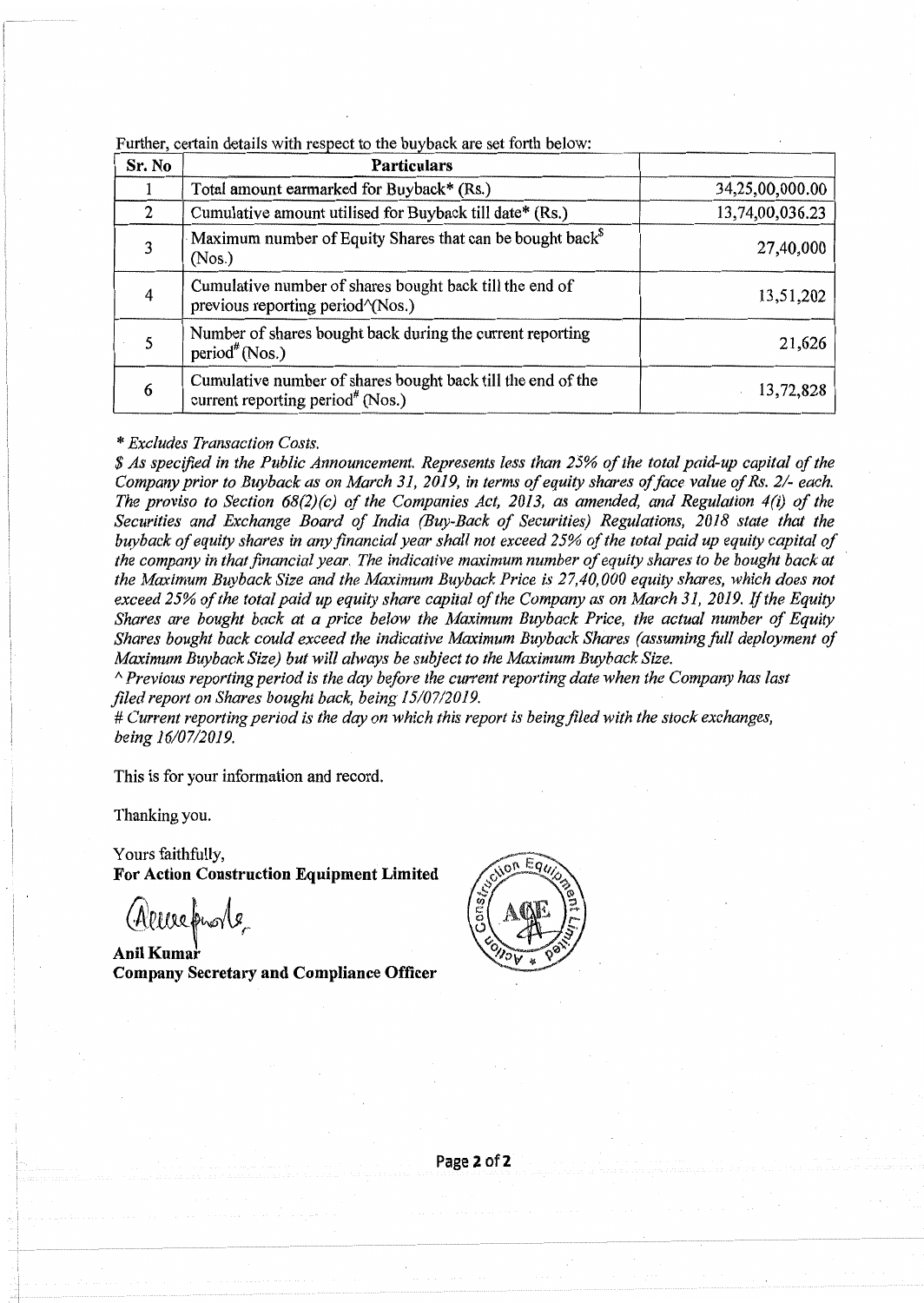Further, certain details with respect to the buyback are set forth below:

| Sr. No | Particulars | |
|---|---|---|
| 1 | Total amount earmarked for Buyback* (Rs.) | 34,25,00,000.00 |
| 2 | Cumulative amount utilised for Buyback till date* (Rs.) | 13,74,00,036.23 |
| 3 | Maximum number of Equity Shares that can be bought back$ (Nos.) | 27,40,000 |
| 4 | Cumulative number of shares bought back till the end of previous reporting period^(Nos.) | 13,51,202 |
| 5 | Number of shares bought back during the current reporting period# (Nos.) | 21,626 |
| 6 | Cumulative number of shares bought back till the end of the current reporting period# (Nos.) | 13,72,828 |

*\* Excludes Transaction Costs.*

*$ As specified in the Public Announcement. Represents less than 25% of the total paid-up capital of the Company prior to Buyback as on March 31, 2019, in terms of equity shares of face value of Rs. 2/- each. The proviso to Section 68(2)(c) of the Companies Act, 2013, as amended, and Regulation 4(i) of the Securities and Exchange Board of India (Buy-Back of Securities) Regulations, 2018 state that the buyback of equity shares in any financial year shall not exceed 25% of the total paid up equity capital of the company in that financial year. The indicative maximum number of equity shares to be bought back at the Maximum Buyback Size and the Maximum Buyback Price is 27,40,000 equity shares, which does not exceed 25% of the total paid up equity share capital of the Company as on March 31, 2019. If the Equity Shares are bought back at a price below the Maximum Buyback Price, the actual number of Equity Shares bought back could exceed the indicative Maximum Buyback Shares (assuming full deployment of Maximum Buyback Size) but will always be subject to the Maximum Buyback Size.*

*^ Previous reporting period is the day before the current reporting date when the Company has last filed report on Shares bought back, being 15/07/2019.*

*# Current reporting period is the day on which this report is being filed with the stock exchanges, being 16/07/2019.*

This is for your information and record.

Thanking you.

Yours faithfully,
**For Action Construction Equipment Limited**

**Anil Kumar**
**Company Secretary and Compliance Officer**